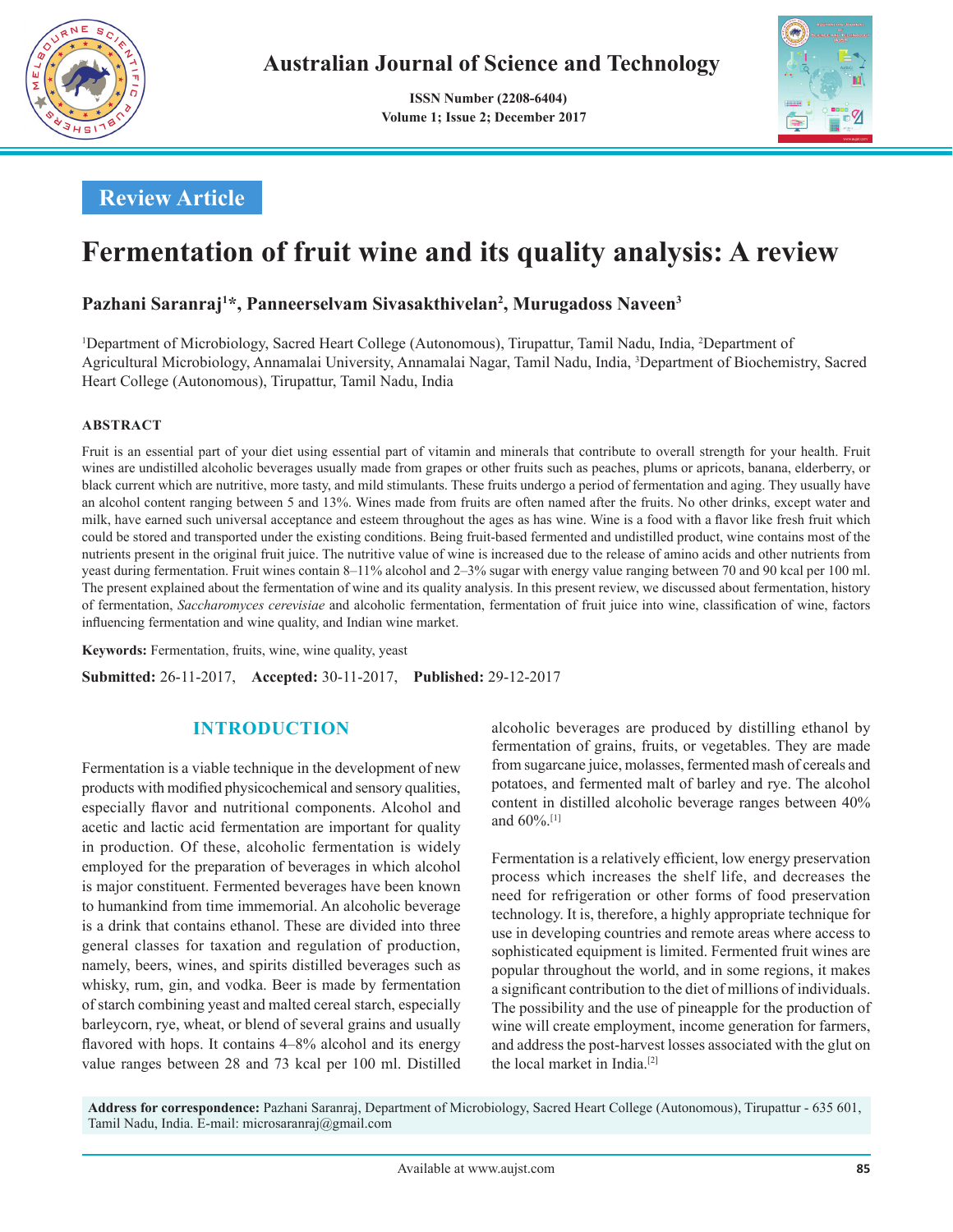Review Article

# Fermentation of fruit wine and its quality analysis: A review

**Pazhani Saranraj[1]*, Panneerselvam Sivasakthivelan[2], Murugadoss Naveen[3]**

[1]Department of Microbiology, Sacred Heart College (Autonomous), Tirupattur, Tamil Nadu, India, [2]Department of Agricultural Microbiology, Annamalai University, Annamalai Nagar, Tamil Nadu, India, [3]Department of Biochemistry, Sacred Heart College (Autonomous), Tirupattur, Tamil Nadu, India

## ABSTRACT

Fruit is an essential part of your diet using essential part of vitamin and minerals that contribute to overall strength for your health. Fruit wines are undistilled alcoholic beverages usually made from grapes or other fruits such as peaches, plums or apricots, banana, elderberry, or black current which are nutritive, more tasty, and mild stimulants. These fruits undergo a period of fermentation and aging. They usually have an alcohol content ranging between 5 and 13%. Wines made from fruits are often named after the fruits. No other drinks, except water and milk, have earned such universal acceptance and esteem throughout the ages as has wine. Wine is a food with a flavor like fresh fruit which could be stored and transported under the existing conditions. Being fruit-based fermented and undistilled product, wine contains most of the nutrients present in the original fruit juice. The nutritive value of wine is increased due to the release of amino acids and other nutrients from yeast during fermentation. Fruit wines contain 8–11% alcohol and 2–3% sugar with energy value ranging between 70 and 90 kcal per 100 ml. The present explained about the fermentation of wine and its quality analysis. In this present review, we discussed about fermentation, history of fermentation, *Saccharomyces cerevisiae* and alcoholic fermentation, fermentation of fruit juice into wine, classification of wine, factors influencing fermentation and wine quality, and Indian wine market.

**Keywords:** Fermentation, fruits, wine, wine quality, yeast

**Submitted:** 26-11-2017, **Accepted:** 30-11-2017, **Published:** 29-12-2017

## INTRODUCTION

Fermentation is a viable technique in the development of new products with modified physicochemical and sensory qualities, especially flavor and nutritional components. Alcohol and acetic and lactic acid fermentation are important for quality in production. Of these, alcoholic fermentation is widely employed for the preparation of beverages in which alcohol is major constituent. Fermented beverages have been known to humankind from time immemorial. An alcoholic beverage is a drink that contains ethanol. These are divided into three general classes for taxation and regulation of production, namely, beers, wines, and spirits distilled beverages such as whisky, rum, gin, and vodka. Beer is made by fermentation of starch combining yeast and malted cereal starch, especially barleycorn, rye, wheat, or blend of several grains and usually flavored with hops. It contains 4–8% alcohol and its energy value ranges between 28 and 73 kcal per 100 ml. Distilled alcoholic beverages are produced by distilling ethanol by fermentation of grains, fruits, or vegetables. They are made from sugarcane juice, molasses, fermented mash of cereals and potatoes, and fermented malt of barley and rye. The alcohol content in distilled alcoholic beverage ranges between 40% and 60%.[1]

Fermentation is a relatively efficient, low energy preservation process which increases the shelf life, and decreases the need for refrigeration or other forms of food preservation technology. It is, therefore, a highly appropriate technique for use in developing countries and remote areas where access to sophisticated equipment is limited. Fermented fruit wines are popular throughout the world, and in some regions, it makes a significant contribution to the diet of millions of individuals. The possibility and the use of pineapple for the production of wine will create employment, income generation for farmers, and address the post-harvest losses associated with the glut on the local market in India.[2]

**Address for correspondence:** Pazhani Saranraj, Department of Microbiology, Sacred Heart College (Autonomous), Tirupattur - 635 601, Tamil Nadu, India. E-mail: microsaranraj@gmail.com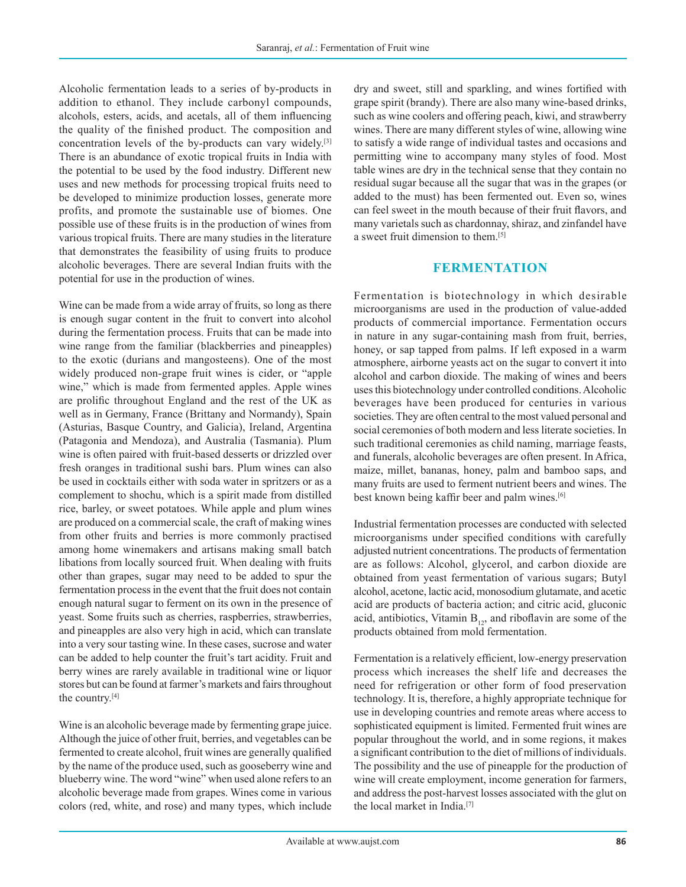Alcoholic fermentation leads to a series of by-products in addition to ethanol. They include carbonyl compounds, alcohols, esters, acids, and acetals, all of them influencing the quality of the finished product. The composition and concentration levels of the by-products can vary widely.[3] There is an abundance of exotic tropical fruits in India with the potential to be used by the food industry. Different new uses and new methods for processing tropical fruits need to be developed to minimize production losses, generate more profits, and promote the sustainable use of biomes. One possible use of these fruits is in the production of wines from various tropical fruits. There are many studies in the literature that demonstrates the feasibility of using fruits to produce alcoholic beverages. There are several Indian fruits with the potential for use in the production of wines.

Wine can be made from a wide array of fruits, so long as there is enough sugar content in the fruit to convert into alcohol during the fermentation process. Fruits that can be made into wine range from the familiar (blackberries and pineapples) to the exotic (durians and mangosteens). One of the most widely produced non-grape fruit wines is cider, or "apple wine," which is made from fermented apples. Apple wines are prolific throughout England and the rest of the UK as well as in Germany, France (Brittany and Normandy), Spain (Asturias, Basque Country, and Galicia), Ireland, Argentina (Patagonia and Mendoza), and Australia (Tasmania). Plum wine is often paired with fruit-based desserts or drizzled over fresh oranges in traditional sushi bars. Plum wines can also be used in cocktails either with soda water in spritzers or as a complement to shochu, which is a spirit made from distilled rice, barley, or sweet potatoes. While apple and plum wines are produced on a commercial scale, the craft of making wines from other fruits and berries is more commonly practised among home winemakers and artisans making small batch libations from locally sourced fruit. When dealing with fruits other than grapes, sugar may need to be added to spur the fermentation process in the event that the fruit does not contain enough natural sugar to ferment on its own in the presence of yeast. Some fruits such as cherries, raspberries, strawberries, and pineapples are also very high in acid, which can translate into a very sour tasting wine. In these cases, sucrose and water can be added to help counter the fruit's tart acidity. Fruit and berry wines are rarely available in traditional wine or liquor stores but can be found at farmer's markets and fairs throughout the country.[4]

Wine is an alcoholic beverage made by fermenting grape juice. Although the juice of other fruit, berries, and vegetables can be fermented to create alcohol, fruit wines are generally qualified by the name of the produce used, such as gooseberry wine and blueberry wine. The word "wine" when used alone refers to an alcoholic beverage made from grapes. Wines come in various colors (red, white, and rose) and many types, which include dry and sweet, still and sparkling, and wines fortified with grape spirit (brandy). There are also many wine-based drinks, such as wine coolers and offering peach, kiwi, and strawberry wines. There are many different styles of wine, allowing wine to satisfy a wide range of individual tastes and occasions and permitting wine to accompany many styles of food. Most table wines are dry in the technical sense that they contain no residual sugar because all the sugar that was in the grapes (or added to the must) has been fermented out. Even so, wines can feel sweet in the mouth because of their fruit flavors, and many varietals such as chardonnay, shiraz, and zinfandel have a sweet fruit dimension to them.[5]

## FERMENTATION

Fermentation is biotechnology in which desirable microorganisms are used in the production of value-added products of commercial importance. Fermentation occurs in nature in any sugar-containing mash from fruit, berries, honey, or sap tapped from palms. If left exposed in a warm atmosphere, airborne yeasts act on the sugar to convert it into alcohol and carbon dioxide. The making of wines and beers uses this biotechnology under controlled conditions. Alcoholic beverages have been produced for centuries in various societies. They are often central to the most valued personal and social ceremonies of both modern and less literate societies. In such traditional ceremonies as child naming, marriage feasts, and funerals, alcoholic beverages are often present. In Africa, maize, millet, bananas, honey, palm and bamboo saps, and many fruits are used to ferment nutrient beers and wines. The best known being kaffir beer and palm wines.[6]

Industrial fermentation processes are conducted with selected microorganisms under specified conditions with carefully adjusted nutrient concentrations. The products of fermentation are as follows: Alcohol, glycerol, and carbon dioxide are obtained from yeast fermentation of various sugars; Butyl alcohol, acetone, lactic acid, monosodium glutamate, and acetic acid are products of bacteria action; and citric acid, gluconic acid, antibiotics, Vitamin $B_{12}$, and riboflavin are some of the products obtained from mold fermentation.

Fermentation is a relatively efficient, low-energy preservation process which increases the shelf life and decreases the need for refrigeration or other form of food preservation technology. It is, therefore, a highly appropriate technique for use in developing countries and remote areas where access to sophisticated equipment is limited. Fermented fruit wines are popular throughout the world, and in some regions, it makes a significant contribution to the diet of millions of individuals. The possibility and the use of pineapple for the production of wine will create employment, income generation for farmers, and address the post-harvest losses associated with the glut on the local market in India.[7]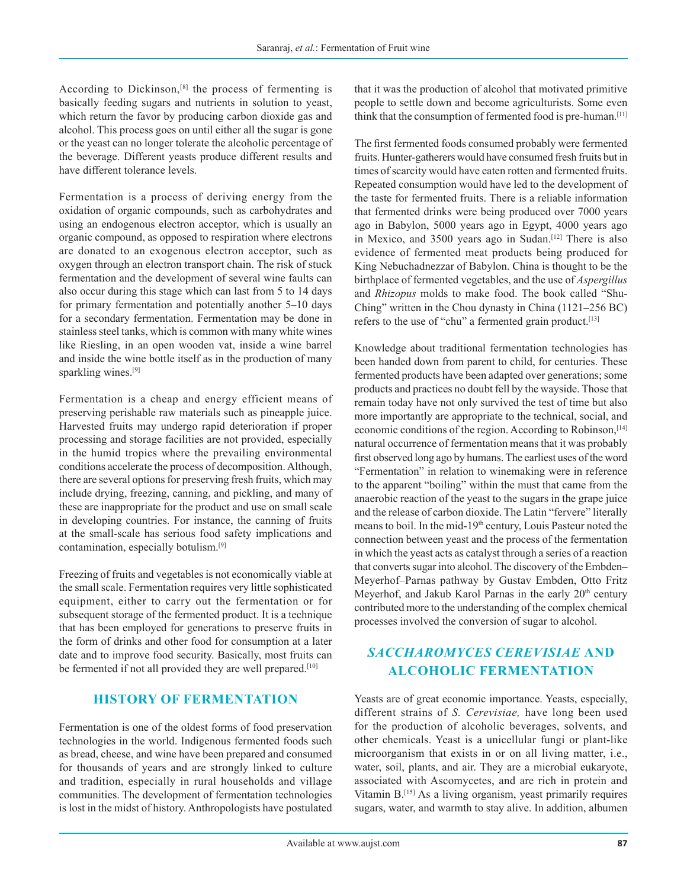According to Dickinson,[8] the process of fermenting is basically feeding sugars and nutrients in solution to yeast, which return the favor by producing carbon dioxide gas and alcohol. This process goes on until either all the sugar is gone or the yeast can no longer tolerate the alcoholic percentage of the beverage. Different yeasts produce different results and have different tolerance levels.

Fermentation is a process of deriving energy from the oxidation of organic compounds, such as carbohydrates and using an endogenous electron acceptor, which is usually an organic compound, as opposed to respiration where electrons are donated to an exogenous electron acceptor, such as oxygen through an electron transport chain. The risk of stuck fermentation and the development of several wine faults can also occur during this stage which can last from 5 to 14 days for primary fermentation and potentially another 5–10 days for a secondary fermentation. Fermentation may be done in stainless steel tanks, which is common with many white wines like Riesling, in an open wooden vat, inside a wine barrel and inside the wine bottle itself as in the production of many sparkling wines.[9]

Fermentation is a cheap and energy efficient means of preserving perishable raw materials such as pineapple juice. Harvested fruits may undergo rapid deterioration if proper processing and storage facilities are not provided, especially in the humid tropics where the prevailing environmental conditions accelerate the process of decomposition. Although, there are several options for preserving fresh fruits, which may include drying, freezing, canning, and pickling, and many of these are inappropriate for the product and use on small scale in developing countries. For instance, the canning of fruits at the small-scale has serious food safety implications and contamination, especially botulism.[9]

Freezing of fruits and vegetables is not economically viable at the small scale. Fermentation requires very little sophisticated equipment, either to carry out the fermentation or for subsequent storage of the fermented product. It is a technique that has been employed for generations to preserve fruits in the form of drinks and other food for consumption at a later date and to improve food security. Basically, most fruits can be fermented if not all provided they are well prepared.[10]

## HISTORY OF FERMENTATION

Fermentation is one of the oldest forms of food preservation technologies in the world. Indigenous fermented foods such as bread, cheese, and wine have been prepared and consumed for thousands of years and are strongly linked to culture and tradition, especially in rural households and village communities. The development of fermentation technologies is lost in the midst of history. Anthropologists have postulated that it was the production of alcohol that motivated primitive people to settle down and become agriculturists. Some even think that the consumption of fermented food is pre-human.[11]

The first fermented foods consumed probably were fermented fruits. Hunter-gatherers would have consumed fresh fruits but in times of scarcity would have eaten rotten and fermented fruits. Repeated consumption would have led to the development of the taste for fermented fruits. There is a reliable information that fermented drinks were being produced over 7000 years ago in Babylon, 5000 years ago in Egypt, 4000 years ago in Mexico, and 3500 years ago in Sudan.[12] There is also evidence of fermented meat products being produced for King Nebuchadnezzar of Babylon. China is thought to be the birthplace of fermented vegetables, and the use of *Aspergillus* and *Rhizopus* molds to make food. The book called "Shu-Ching" written in the Chou dynasty in China (1121–256 BC) refers to the use of "chu" a fermented grain product.[13]

Knowledge about traditional fermentation technologies has been handed down from parent to child, for centuries. These fermented products have been adapted over generations; some products and practices no doubt fell by the wayside. Those that remain today have not only survived the test of time but also more importantly are appropriate to the technical, social, and economic conditions of the region. According to Robinson,[14] natural occurrence of fermentation means that it was probably first observed long ago by humans. The earliest uses of the word "Fermentation" in relation to winemaking were in reference to the apparent "boiling" within the must that came from the anaerobic reaction of the yeast to the sugars in the grape juice and the release of carbon dioxide. The Latin "fervere" literally means to boil. In the mid-19th century, Louis Pasteur noted the connection between yeast and the process of the fermentation in which the yeast acts as catalyst through a series of a reaction that converts sugar into alcohol. The discovery of the Embden–Meyerhof–Parnas pathway by Gustav Embden, Otto Fritz Meyerhof, and Jakub Karol Parnas in the early 20th century contributed more to the understanding of the complex chemical processes involved the conversion of sugar to alcohol.

## *SACCHAROMYCES CEREVISIAE* AND ALCOHOLIC FERMENTATION

Yeasts are of great economic importance. Yeasts, especially, different strains of *S. Cerevisiae,* have long been used for the production of alcoholic beverages, solvents, and other chemicals. Yeast is a unicellular fungi or plant-like microorganism that exists in or on all living matter, i.e., water, soil, plants, and air. They are a microbial eukaryote, associated with Ascomycetes, and are rich in protein and Vitamin B.[15] As a living organism, yeast primarily requires sugars, water, and warmth to stay alive. In addition, albumen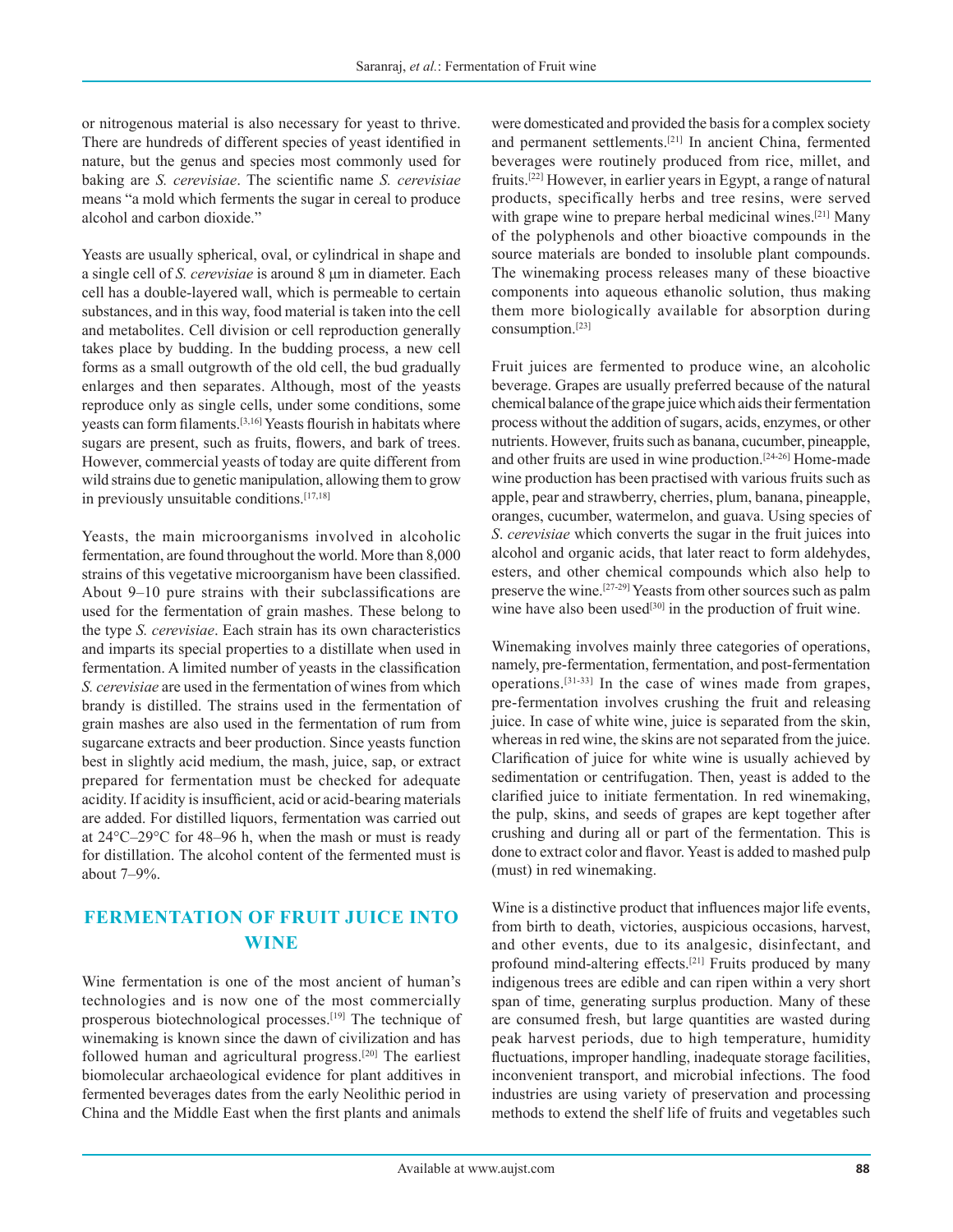or nitrogenous material is also necessary for yeast to thrive. There are hundreds of different species of yeast identified in nature, but the genus and species most commonly used for baking are *S. cerevisiae*. The scientific name *S. cerevisiae* means "a mold which ferments the sugar in cereal to produce alcohol and carbon dioxide."

Yeasts are usually spherical, oval, or cylindrical in shape and a single cell of *S. cerevisiae* is around 8 μm in diameter. Each cell has a double-layered wall, which is permeable to certain substances, and in this way, food material is taken into the cell and metabolites. Cell division or cell reproduction generally takes place by budding. In the budding process, a new cell forms as a small outgrowth of the old cell, the bud gradually enlarges and then separates. Although, most of the yeasts reproduce only as single cells, under some conditions, some yeasts can form filaments.[3,16] Yeasts flourish in habitats where sugars are present, such as fruits, flowers, and bark of trees. However, commercial yeasts of today are quite different from wild strains due to genetic manipulation, allowing them to grow in previously unsuitable conditions.[17,18]

Yeasts, the main microorganisms involved in alcoholic fermentation, are found throughout the world. More than 8,000 strains of this vegetative microorganism have been classified. About 9–10 pure strains with their subclassifications are used for the fermentation of grain mashes. These belong to the type *S. cerevisiae*. Each strain has its own characteristics and imparts its special properties to a distillate when used in fermentation. A limited number of yeasts in the classification *S. cerevisiae* are used in the fermentation of wines from which brandy is distilled. The strains used in the fermentation of grain mashes are also used in the fermentation of rum from sugarcane extracts and beer production. Since yeasts function best in slightly acid medium, the mash, juice, sap, or extract prepared for fermentation must be checked for adequate acidity. If acidity is insufficient, acid or acid-bearing materials are added. For distilled liquors, fermentation was carried out at 24°C–29°C for 48–96 h, when the mash or must is ready for distillation. The alcohol content of the fermented must is about 7–9%.

## FERMENTATION OF FRUIT JUICE INTO WINE

Wine fermentation is one of the most ancient of human's technologies and is now one of the most commercially prosperous biotechnological processes.[19] The technique of winemaking is known since the dawn of civilization and has followed human and agricultural progress.[20] The earliest biomolecular archaeological evidence for plant additives in fermented beverages dates from the early Neolithic period in China and the Middle East when the first plants and animals were domesticated and provided the basis for a complex society and permanent settlements.[21] In ancient China, fermented beverages were routinely produced from rice, millet, and fruits.[22] However, in earlier years in Egypt, a range of natural products, specifically herbs and tree resins, were served with grape wine to prepare herbal medicinal wines.[21] Many of the polyphenols and other bioactive compounds in the source materials are bonded to insoluble plant compounds. The winemaking process releases many of these bioactive components into aqueous ethanolic solution, thus making them more biologically available for absorption during consumption.[23]

Fruit juices are fermented to produce wine, an alcoholic beverage. Grapes are usually preferred because of the natural chemical balance of the grape juice which aids their fermentation process without the addition of sugars, acids, enzymes, or other nutrients. However, fruits such as banana, cucumber, pineapple, and other fruits are used in wine production.[24-26] Home-made wine production has been practised with various fruits such as apple, pear and strawberry, cherries, plum, banana, pineapple, oranges, cucumber, watermelon, and guava. Using species of *S. cerevisiae* which converts the sugar in the fruit juices into alcohol and organic acids, that later react to form aldehydes, esters, and other chemical compounds which also help to preserve the wine.[27-29] Yeasts from other sources such as palm wine have also been used[30] in the production of fruit wine.

Winemaking involves mainly three categories of operations, namely, pre-fermentation, fermentation, and post-fermentation operations.[31-33] In the case of wines made from grapes, pre-fermentation involves crushing the fruit and releasing juice. In case of white wine, juice is separated from the skin, whereas in red wine, the skins are not separated from the juice. Clarification of juice for white wine is usually achieved by sedimentation or centrifugation. Then, yeast is added to the clarified juice to initiate fermentation. In red winemaking, the pulp, skins, and seeds of grapes are kept together after crushing and during all or part of the fermentation. This is done to extract color and flavor. Yeast is added to mashed pulp (must) in red winemaking.

Wine is a distinctive product that influences major life events, from birth to death, victories, auspicious occasions, harvest, and other events, due to its analgesic, disinfectant, and profound mind-altering effects.[21] Fruits produced by many indigenous trees are edible and can ripen within a very short span of time, generating surplus production. Many of these are consumed fresh, but large quantities are wasted during peak harvest periods, due to high temperature, humidity fluctuations, improper handling, inadequate storage facilities, inconvenient transport, and microbial infections. The food industries are using variety of preservation and processing methods to extend the shelf life of fruits and vegetables such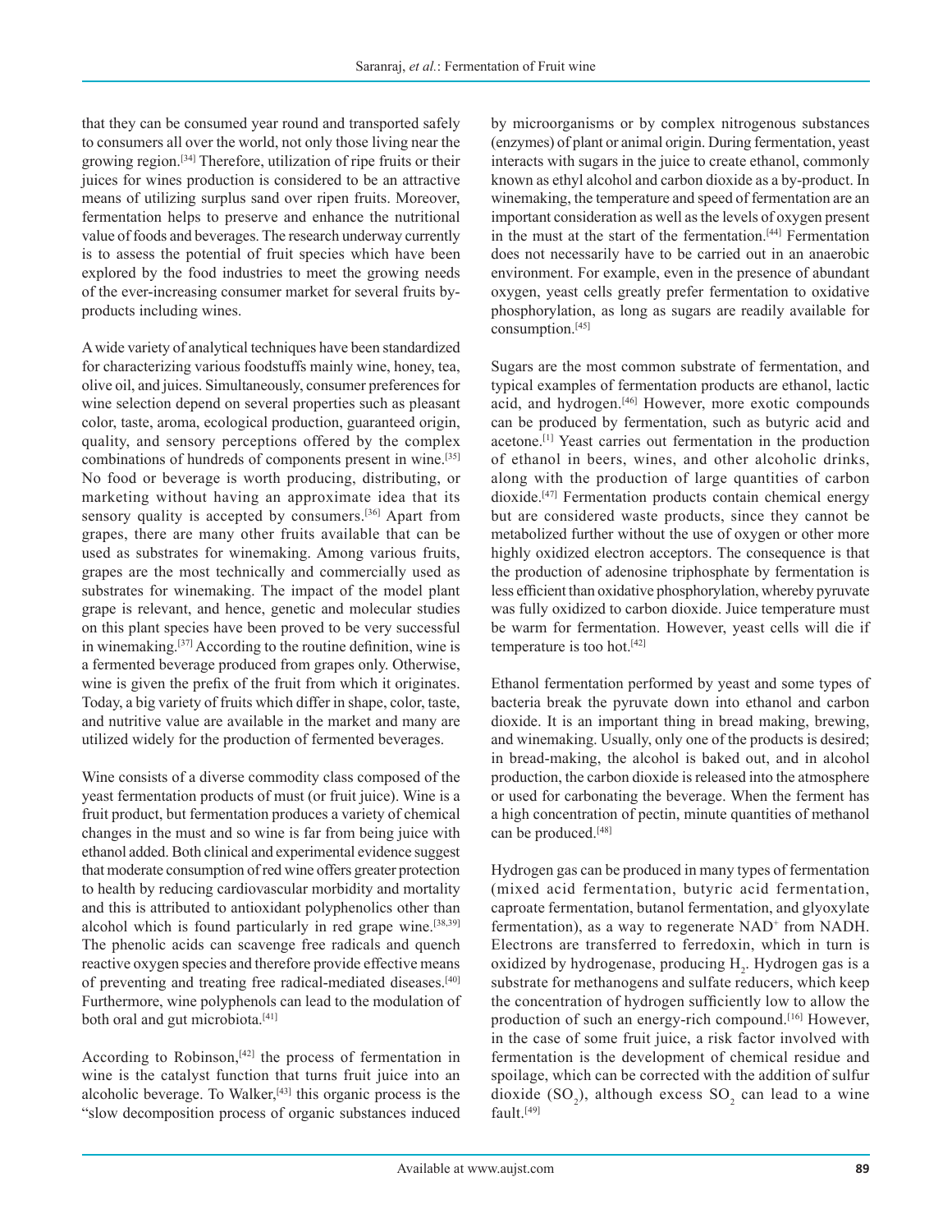that they can be consumed year round and transported safely to consumers all over the world, not only those living near the growing region.[34] Therefore, utilization of ripe fruits or their juices for wines production is considered to be an attractive means of utilizing surplus sand over ripen fruits. Moreover, fermentation helps to preserve and enhance the nutritional value of foods and beverages. The research underway currently is to assess the potential of fruit species which have been explored by the food industries to meet the growing needs of the ever-increasing consumer market for several fruits by-products including wines.

A wide variety of analytical techniques have been standardized for characterizing various foodstuffs mainly wine, honey, tea, olive oil, and juices. Simultaneously, consumer preferences for wine selection depend on several properties such as pleasant color, taste, aroma, ecological production, guaranteed origin, quality, and sensory perceptions offered by the complex combinations of hundreds of components present in wine.[35] No food or beverage is worth producing, distributing, or marketing without having an approximate idea that its sensory quality is accepted by consumers.[36] Apart from grapes, there are many other fruits available that can be used as substrates for winemaking. Among various fruits, grapes are the most technically and commercially used as substrates for winemaking. The impact of the model plant grape is relevant, and hence, genetic and molecular studies on this plant species have been proved to be very successful in winemaking.[37] According to the routine definition, wine is a fermented beverage produced from grapes only. Otherwise, wine is given the prefix of the fruit from which it originates. Today, a big variety of fruits which differ in shape, color, taste, and nutritive value are available in the market and many are utilized widely for the production of fermented beverages.

Wine consists of a diverse commodity class composed of the yeast fermentation products of must (or fruit juice). Wine is a fruit product, but fermentation produces a variety of chemical changes in the must and so wine is far from being juice with ethanol added. Both clinical and experimental evidence suggest that moderate consumption of red wine offers greater protection to health by reducing cardiovascular morbidity and mortality and this is attributed to antioxidant polyphenolics other than alcohol which is found particularly in red grape wine.[38,39] The phenolic acids can scavenge free radicals and quench reactive oxygen species and therefore provide effective means of preventing and treating free radical-mediated diseases.[40] Furthermore, wine polyphenols can lead to the modulation of both oral and gut microbiota.[41]

According to Robinson,[42] the process of fermentation in wine is the catalyst function that turns fruit juice into an alcoholic beverage. To Walker,[43] this organic process is the "slow decomposition process of organic substances induced by microorganisms or by complex nitrogenous substances (enzymes) of plant or animal origin. During fermentation, yeast interacts with sugars in the juice to create ethanol, commonly known as ethyl alcohol and carbon dioxide as a by-product. In winemaking, the temperature and speed of fermentation are an important consideration as well as the levels of oxygen present in the must at the start of the fermentation.[44] Fermentation does not necessarily have to be carried out in an anaerobic environment. For example, even in the presence of abundant oxygen, yeast cells greatly prefer fermentation to oxidative phosphorylation, as long as sugars are readily available for consumption.[45]

Sugars are the most common substrate of fermentation, and typical examples of fermentation products are ethanol, lactic acid, and hydrogen.[46] However, more exotic compounds can be produced by fermentation, such as butyric acid and acetone.[1] Yeast carries out fermentation in the production of ethanol in beers, wines, and other alcoholic drinks, along with the production of large quantities of carbon dioxide.[47] Fermentation products contain chemical energy but are considered waste products, since they cannot be metabolized further without the use of oxygen or other more highly oxidized electron acceptors. The consequence is that the production of adenosine triphosphate by fermentation is less efficient than oxidative phosphorylation, whereby pyruvate was fully oxidized to carbon dioxide. Juice temperature must be warm for fermentation. However, yeast cells will die if temperature is too hot.[42]

Ethanol fermentation performed by yeast and some types of bacteria break the pyruvate down into ethanol and carbon dioxide. It is an important thing in bread making, brewing, and winemaking. Usually, only one of the products is desired; in bread-making, the alcohol is baked out, and in alcohol production, the carbon dioxide is released into the atmosphere or used for carbonating the beverage. When the ferment has a high concentration of pectin, minute quantities of methanol can be produced.[48]

Hydrogen gas can be produced in many types of fermentation (mixed acid fermentation, butyric acid fermentation, caproate fermentation, butanol fermentation, and glyoxylate fermentation), as a way to regenerate $NAD^+$ from NADH. Electrons are transferred to ferredoxin, which in turn is oxidized by hydrogenase, producing $H_2$. Hydrogen gas is a substrate for methanogens and sulfate reducers, which keep the concentration of hydrogen sufficiently low to allow the production of such an energy-rich compound.[16] However, in the case of some fruit juice, a risk factor involved with fermentation is the development of chemical residue and spoilage, which can be corrected with the addition of sulfur dioxide ($SO_2$), although excess $SO_2$ can lead to a wine fault.[49]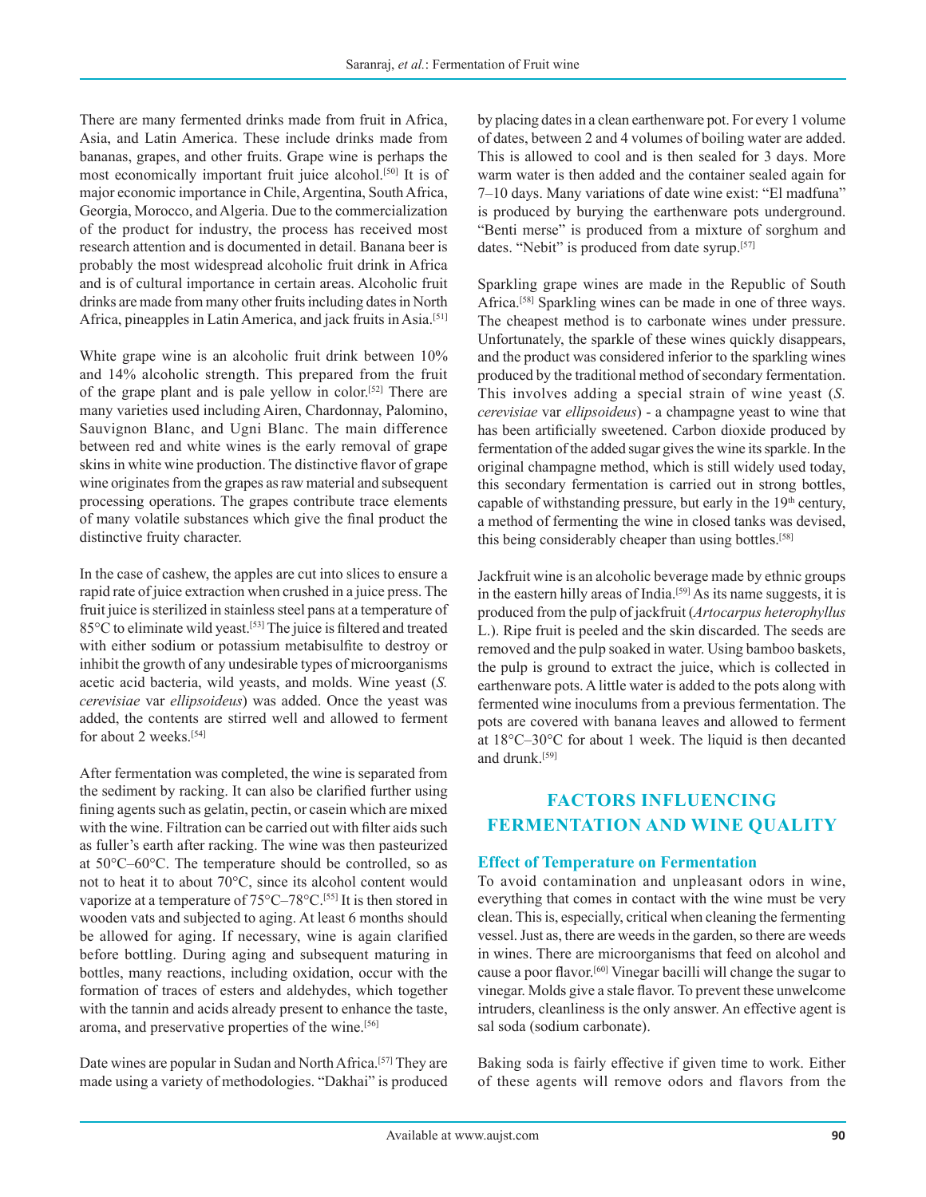There are many fermented drinks made from fruit in Africa, Asia, and Latin America. These include drinks made from bananas, grapes, and other fruits. Grape wine is perhaps the most economically important fruit juice alcohol.[50] It is of major economic importance in Chile, Argentina, South Africa, Georgia, Morocco, and Algeria. Due to the commercialization of the product for industry, the process has received most research attention and is documented in detail. Banana beer is probably the most widespread alcoholic fruit drink in Africa and is of cultural importance in certain areas. Alcoholic fruit drinks are made from many other fruits including dates in North Africa, pineapples in Latin America, and jack fruits in Asia.[51]

White grape wine is an alcoholic fruit drink between 10% and 14% alcoholic strength. This prepared from the fruit of the grape plant and is pale yellow in color.[52] There are many varieties used including Airen, Chardonnay, Palomino, Sauvignon Blanc, and Ugni Blanc. The main difference between red and white wines is the early removal of grape skins in white wine production. The distinctive flavor of grape wine originates from the grapes as raw material and subsequent processing operations. The grapes contribute trace elements of many volatile substances which give the final product the distinctive fruity character.

In the case of cashew, the apples are cut into slices to ensure a rapid rate of juice extraction when crushed in a juice press. The fruit juice is sterilized in stainless steel pans at a temperature of 85°C to eliminate wild yeast.[53] The juice is filtered and treated with either sodium or potassium metabisulfite to destroy or inhibit the growth of any undesirable types of microorganisms acetic acid bacteria, wild yeasts, and molds. Wine yeast (*S. cerevisiae* var *ellipsoideus*) was added. Once the yeast was added, the contents are stirred well and allowed to ferment for about 2 weeks.[54]

After fermentation was completed, the wine is separated from the sediment by racking. It can also be clarified further using fining agents such as gelatin, pectin, or casein which are mixed with the wine. Filtration can be carried out with filter aids such as fuller's earth after racking. The wine was then pasteurized at 50°C–60°C. The temperature should be controlled, so as not to heat it to about 70°C, since its alcohol content would vaporize at a temperature of 75°C–78°C.[55] It is then stored in wooden vats and subjected to aging. At least 6 months should be allowed for aging. If necessary, wine is again clarified before bottling. During aging and subsequent maturing in bottles, many reactions, including oxidation, occur with the formation of traces of esters and aldehydes, which together with the tannin and acids already present to enhance the taste, aroma, and preservative properties of the wine.[56]

Date wines are popular in Sudan and North Africa.[57] They are made using a variety of methodologies. "Dakhai" is produced by placing dates in a clean earthenware pot. For every 1 volume of dates, between 2 and 4 volumes of boiling water are added. This is allowed to cool and is then sealed for 3 days. More warm water is then added and the container sealed again for 7–10 days. Many variations of date wine exist: "El madfuna" is produced by burying the earthenware pots underground. "Benti merse" is produced from a mixture of sorghum and dates. "Nebit" is produced from date syrup.[57]

Sparkling grape wines are made in the Republic of South Africa.[58] Sparkling wines can be made in one of three ways. The cheapest method is to carbonate wines under pressure. Unfortunately, the sparkle of these wines quickly disappears, and the product was considered inferior to the sparkling wines produced by the traditional method of secondary fermentation. This involves adding a special strain of wine yeast (*S. cerevisiae* var *ellipsoideus*) - a champagne yeast to wine that has been artificially sweetened. Carbon dioxide produced by fermentation of the added sugar gives the wine its sparkle. In the original champagne method, which is still widely used today, this secondary fermentation is carried out in strong bottles, capable of withstanding pressure, but early in the 19th century, a method of fermenting the wine in closed tanks was devised, this being considerably cheaper than using bottles.[58]

Jackfruit wine is an alcoholic beverage made by ethnic groups in the eastern hilly areas of India.[59] As its name suggests, it is produced from the pulp of jackfruit (*Artocarpus heterophyllus* L.). Ripe fruit is peeled and the skin discarded. The seeds are removed and the pulp soaked in water. Using bamboo baskets, the pulp is ground to extract the juice, which is collected in earthenware pots. A little water is added to the pots along with fermented wine inoculums from a previous fermentation. The pots are covered with banana leaves and allowed to ferment at 18°C–30°C for about 1 week. The liquid is then decanted and drunk.[59]

## FACTORS INFLUENCING FERMENTATION AND WINE QUALITY

### Effect of Temperature on Fermentation

To avoid contamination and unpleasant odors in wine, everything that comes in contact with the wine must be very clean. This is, especially, critical when cleaning the fermenting vessel. Just as, there are weeds in the garden, so there are weeds in wines. There are microorganisms that feed on alcohol and cause a poor flavor.[60] Vinegar bacilli will change the sugar to vinegar. Molds give a stale flavor. To prevent these unwelcome intruders, cleanliness is the only answer. An effective agent is sal soda (sodium carbonate).

Baking soda is fairly effective if given time to work. Either of these agents will remove odors and flavors from the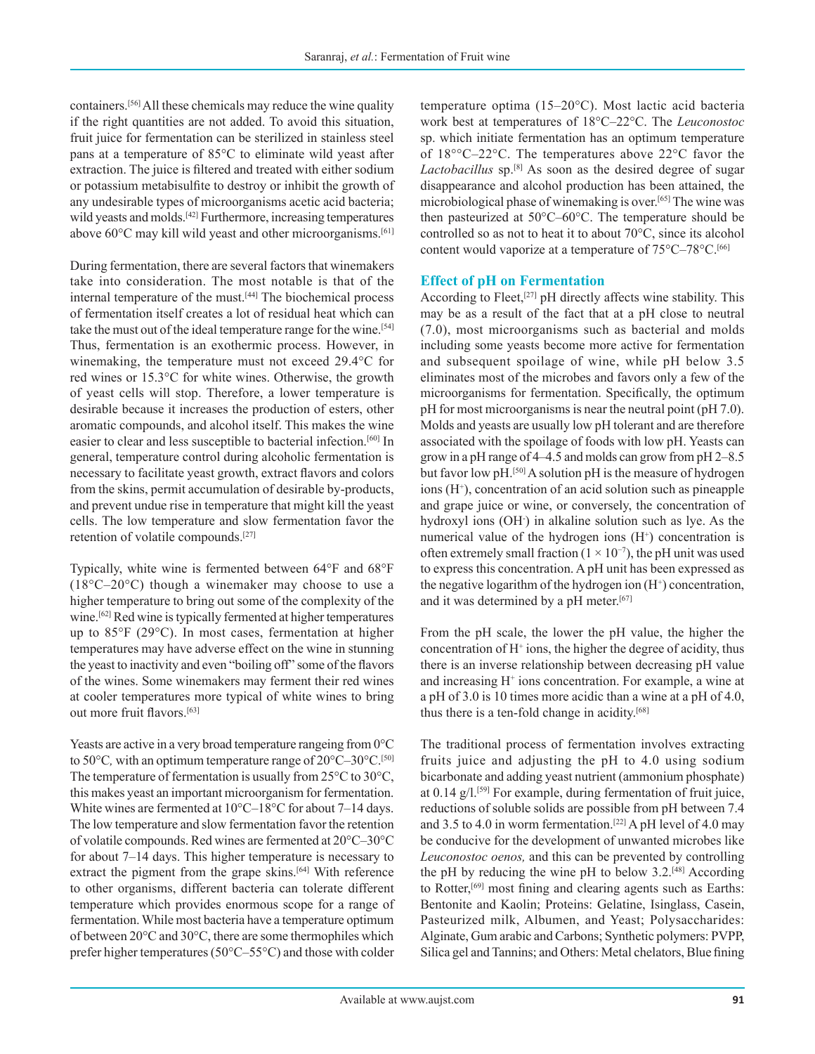containers.[56] All these chemicals may reduce the wine quality if the right quantities are not added. To avoid this situation, fruit juice for fermentation can be sterilized in stainless steel pans at a temperature of 85°C to eliminate wild yeast after extraction. The juice is filtered and treated with either sodium or potassium metabisulfite to destroy or inhibit the growth of any undesirable types of microorganisms acetic acid bacteria; wild yeasts and molds.[42] Furthermore, increasing temperatures above 60°C may kill wild yeast and other microorganisms.[61]

During fermentation, there are several factors that winemakers take into consideration. The most notable is that of the internal temperature of the must.[44] The biochemical process of fermentation itself creates a lot of residual heat which can take the must out of the ideal temperature range for the wine.[54] Thus, fermentation is an exothermic process. However, in winemaking, the temperature must not exceed 29.4°C for red wines or 15.3°C for white wines. Otherwise, the growth of yeast cells will stop. Therefore, a lower temperature is desirable because it increases the production of esters, other aromatic compounds, and alcohol itself. This makes the wine easier to clear and less susceptible to bacterial infection.[60] In general, temperature control during alcoholic fermentation is necessary to facilitate yeast growth, extract flavors and colors from the skins, permit accumulation of desirable by-products, and prevent undue rise in temperature that might kill the yeast cells. The low temperature and slow fermentation favor the retention of volatile compounds.[27]

Typically, white wine is fermented between 64°F and 68°F (18°C–20°C) though a winemaker may choose to use a higher temperature to bring out some of the complexity of the wine.[62] Red wine is typically fermented at higher temperatures up to 85°F (29°C). In most cases, fermentation at higher temperatures may have adverse effect on the wine in stunning the yeast to inactivity and even "boiling off" some of the flavors of the wines. Some winemakers may ferment their red wines at cooler temperatures more typical of white wines to bring out more fruit flavors.[63]

Yeasts are active in a very broad temperature rangeing from 0°C to 50°C, with an optimum temperature range of 20°C–30°C.[50] The temperature of fermentation is usually from 25°C to 30°C, this makes yeast an important microorganism for fermentation. White wines are fermented at 10°C–18°C for about 7–14 days. The low temperature and slow fermentation favor the retention of volatile compounds. Red wines are fermented at 20°C–30°C for about 7–14 days. This higher temperature is necessary to extract the pigment from the grape skins.[64] With reference to other organisms, different bacteria can tolerate different temperature which provides enormous scope for a range of fermentation. While most bacteria have a temperature optimum of between 20°C and 30°C, there are some thermophiles which prefer higher temperatures (50°C–55°C) and those with colder temperature optima (15–20°C). Most lactic acid bacteria work best at temperatures of 18°C–22°C. The *Leuconostoc* sp. which initiate fermentation has an optimum temperature of 18°°C–22°C. The temperatures above 22°C favor the *Lactobacillus* sp.[8] As soon as the desired degree of sugar disappearance and alcohol production has been attained, the microbiological phase of winemaking is over.[65] The wine was then pasteurized at 50°C–60°C. The temperature should be controlled so as not to heat it to about 70°C, since its alcohol content would vaporize at a temperature of 75°C–78°C.[66]

## Effect of pH on Fermentation

According to Fleet,[27] pH directly affects wine stability. This may be as a result of the fact that at a pH close to neutral (7.0), most microorganisms such as bacterial and molds including some yeasts become more active for fermentation and subsequent spoilage of wine, while pH below 3.5 eliminates most of the microbes and favors only a few of the microorganisms for fermentation. Specifically, the optimum pH for most microorganisms is near the neutral point (pH 7.0). Molds and yeasts are usually low pH tolerant and are therefore associated with the spoilage of foods with low pH. Yeasts can grow in a pH range of 4–4.5 and molds can grow from pH 2–8.5 but favor low pH.[50] A solution pH is the measure of hydrogen ions ($H^+$), concentration of an acid solution such as pineapple and grape juice or wine, or conversely, the concentration of hydroxyl ions ($OH^-$) in alkaline solution such as lye. As the numerical value of the hydrogen ions ($H^+$) concentration is often extremely small fraction ($1 \times 10^{-7}$), the pH unit was used to express this concentration. A pH unit has been expressed as the negative logarithm of the hydrogen ion ($H^+$) concentration, and it was determined by a pH meter.[67]

From the pH scale, the lower the pH value, the higher the concentration of $H^+$ ions, the higher the degree of acidity, thus there is an inverse relationship between decreasing pH value and increasing $H^+$ ions concentration. For example, a wine at a pH of 3.0 is 10 times more acidic than a wine at a pH of 4.0, thus there is a ten-fold change in acidity.[68]

The traditional process of fermentation involves extracting fruits juice and adjusting the pH to 4.0 using sodium bicarbonate and adding yeast nutrient (ammonium phosphate) at 0.14 g/l.[59] For example, during fermentation of fruit juice, reductions of soluble solids are possible from pH between 7.4 and 3.5 to 4.0 in worm fermentation.[22] A pH level of 4.0 may be conducive for the development of unwanted microbes like *Leuconostoc oenos,* and this can be prevented by controlling the pH by reducing the wine pH to below 3.2.[48] According to Rotter,[69] most fining and clearing agents such as Earths: Bentonite and Kaolin; Proteins: Gelatine, Isinglass, Casein, Pasteurized milk, Albumen, and Yeast; Polysaccharides: Alginate, Gum arabic and Carbons; Synthetic polymers: PVPP, Silica gel and Tannins; and Others: Metal chelators, Blue fining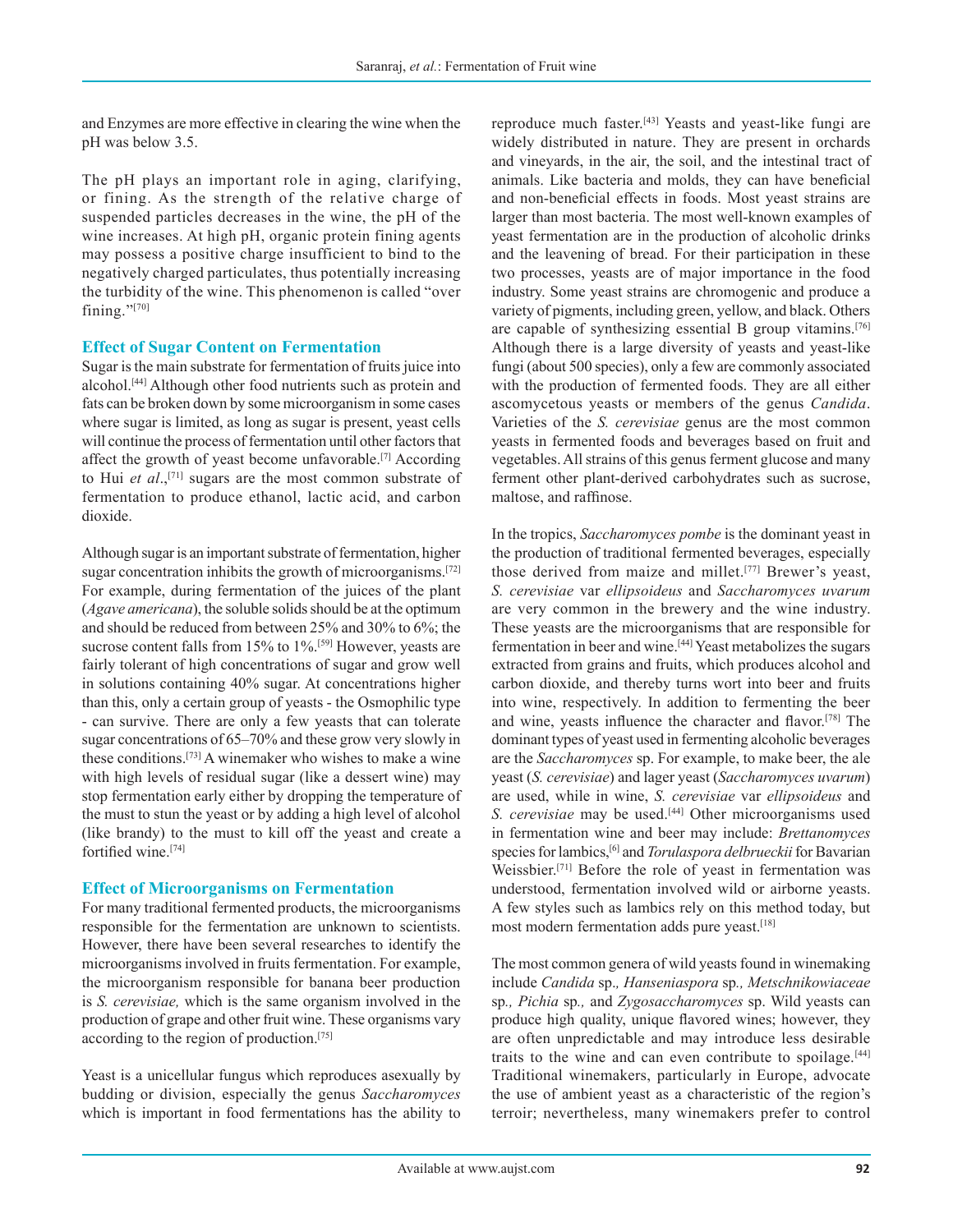and Enzymes are more effective in clearing the wine when the pH was below 3.5.

The pH plays an important role in aging, clarifying, or fining. As the strength of the relative charge of suspended particles decreases in the wine, the pH of the wine increases. At high pH, organic protein fining agents may possess a positive charge insufficient to bind to the negatively charged particulates, thus potentially increasing the turbidity of the wine. This phenomenon is called "over fining."[70]

## Effect of Sugar Content on Fermentation

Sugar is the main substrate for fermentation of fruits juice into alcohol.[44] Although other food nutrients such as protein and fats can be broken down by some microorganism in some cases where sugar is limited, as long as sugar is present, yeast cells will continue the process of fermentation until other factors that affect the growth of yeast become unfavorable.[7] According to Hui *et al*.,[71] sugars are the most common substrate of fermentation to produce ethanol, lactic acid, and carbon dioxide.

Although sugar is an important substrate of fermentation, higher sugar concentration inhibits the growth of microorganisms.[72] For example, during fermentation of the juices of the plant (*Agave americana*), the soluble solids should be at the optimum and should be reduced from between 25% and 30% to 6%; the sucrose content falls from 15% to 1%.[59] However, yeasts are fairly tolerant of high concentrations of sugar and grow well in solutions containing 40% sugar. At concentrations higher than this, only a certain group of yeasts - the Osmophilic type - can survive. There are only a few yeasts that can tolerate sugar concentrations of 65–70% and these grow very slowly in these conditions.[73] A winemaker who wishes to make a wine with high levels of residual sugar (like a dessert wine) may stop fermentation early either by dropping the temperature of the must to stun the yeast or by adding a high level of alcohol (like brandy) to the must to kill off the yeast and create a fortified wine.[74]

## Effect of Microorganisms on Fermentation

For many traditional fermented products, the microorganisms responsible for the fermentation are unknown to scientists. However, there have been several researches to identify the microorganisms involved in fruits fermentation. For example, the microorganism responsible for banana beer production is *S. cerevisiae,* which is the same organism involved in the production of grape and other fruit wine. These organisms vary according to the region of production.[75]

Yeast is a unicellular fungus which reproduces asexually by budding or division, especially the genus *Saccharomyces* which is important in food fermentations has the ability to reproduce much faster.[43] Yeasts and yeast-like fungi are widely distributed in nature. They are present in orchards and vineyards, in the air, the soil, and the intestinal tract of animals. Like bacteria and molds, they can have beneficial and non-beneficial effects in foods. Most yeast strains are larger than most bacteria. The most well-known examples of yeast fermentation are in the production of alcoholic drinks and the leavening of bread. For their participation in these two processes, yeasts are of major importance in the food industry. Some yeast strains are chromogenic and produce a variety of pigments, including green, yellow, and black. Others are capable of synthesizing essential B group vitamins.[76] Although there is a large diversity of yeasts and yeast-like fungi (about 500 species), only a few are commonly associated with the production of fermented foods. They are all either ascomycetous yeasts or members of the genus *Candida*. Varieties of the *S. cerevisiae* genus are the most common yeasts in fermented foods and beverages based on fruit and vegetables. All strains of this genus ferment glucose and many ferment other plant-derived carbohydrates such as sucrose, maltose, and raffinose.

In the tropics, *Saccharomyces pombe* is the dominant yeast in the production of traditional fermented beverages, especially those derived from maize and millet.[77] Brewer's yeast, *S. cerevisiae* var *ellipsoideus* and *Saccharomyces uvarum* are very common in the brewery and the wine industry. These yeasts are the microorganisms that are responsible for fermentation in beer and wine.[44] Yeast metabolizes the sugars extracted from grains and fruits, which produces alcohol and carbon dioxide, and thereby turns wort into beer and fruits into wine, respectively. In addition to fermenting the beer and wine, yeasts influence the character and flavor.[78] The dominant types of yeast used in fermenting alcoholic beverages are the *Saccharomyces* sp. For example, to make beer, the ale yeast (*S. cerevisiae*) and lager yeast (*Saccharomyces uvarum*) are used, while in wine, *S. cerevisiae* var *ellipsoideus* and *S. cerevisiae* may be used.[44] Other microorganisms used in fermentation wine and beer may include: *Brettanomyces* species for lambics,[6] and *Torulaspora delbrueckii* for Bavarian Weissbier.[71] Before the role of yeast in fermentation was understood, fermentation involved wild or airborne yeasts. A few styles such as lambics rely on this method today, but most modern fermentation adds pure yeast.[18]

The most common genera of wild yeasts found in winemaking include *Candida* sp., *Hanseniaspora* sp., *Metschnikowiaceae* sp., *Pichia* sp., and *Zygosaccharomyces* sp. Wild yeasts can produce high quality, unique flavored wines; however, they are often unpredictable and may introduce less desirable traits to the wine and can even contribute to spoilage.[44] Traditional winemakers, particularly in Europe, advocate the use of ambient yeast as a characteristic of the region's terroir; nevertheless, many winemakers prefer to control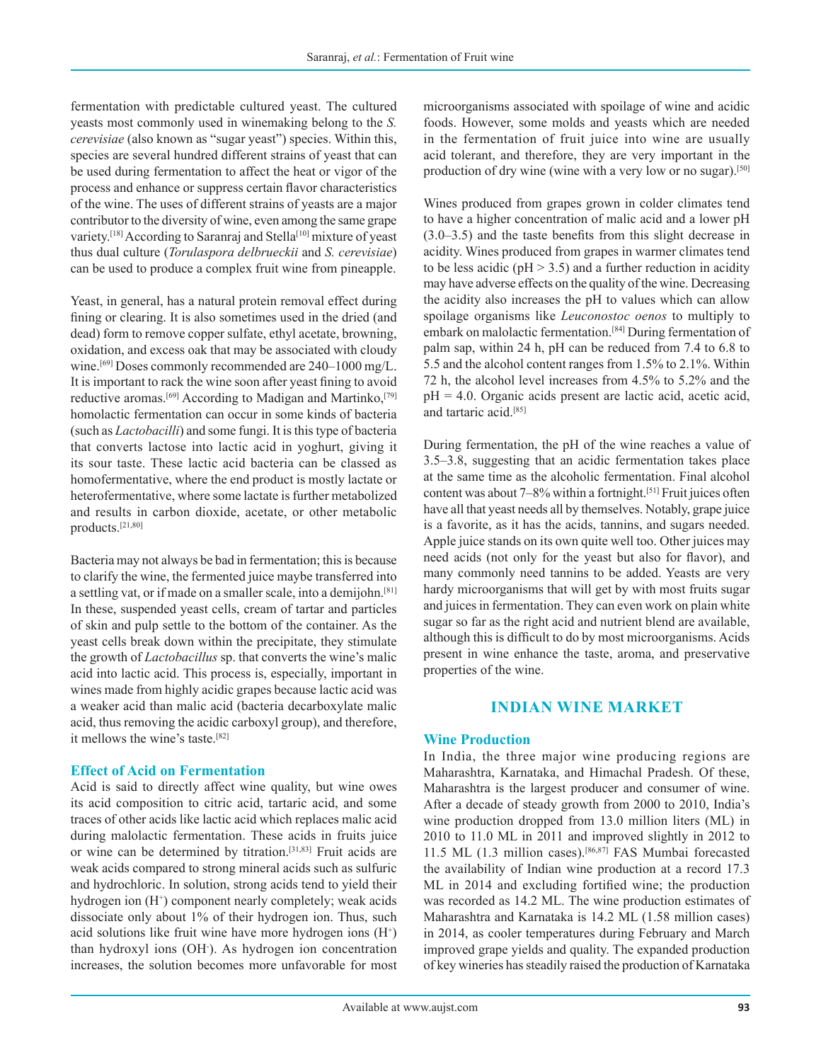fermentation with predictable cultured yeast. The cultured yeasts most commonly used in winemaking belong to the *S. cerevisiae* (also known as "sugar yeast") species. Within this, species are several hundred different strains of yeast that can be used during fermentation to affect the heat or vigor of the process and enhance or suppress certain flavor characteristics of the wine. The uses of different strains of yeasts are a major contributor to the diversity of wine, even among the same grape variety.[18] According to Saranraj and Stella[10] mixture of yeast thus dual culture (*Torulaspora delbrueckii* and *S. cerevisiae*) can be used to produce a complex fruit wine from pineapple.

Yeast, in general, has a natural protein removal effect during fining or clearing. It is also sometimes used in the dried (and dead) form to remove copper sulfate, ethyl acetate, browning, oxidation, and excess oak that may be associated with cloudy wine.[69] Doses commonly recommended are 240–1000 mg/L. It is important to rack the wine soon after yeast fining to avoid reductive aromas.[69] According to Madigan and Martinko,[79] homolactic fermentation can occur in some kinds of bacteria (such as *Lactobacilli*) and some fungi. It is this type of bacteria that converts lactose into lactic acid in yoghurt, giving it its sour taste. These lactic acid bacteria can be classed as homofermentative, where the end product is mostly lactate or heterofermentative, where some lactate is further metabolized and results in carbon dioxide, acetate, or other metabolic products.[21,80]

Bacteria may not always be bad in fermentation; this is because to clarify the wine, the fermented juice maybe transferred into a settling vat, or if made on a smaller scale, into a demijohn.[81] In these, suspended yeast cells, cream of tartar and particles of skin and pulp settle to the bottom of the container. As the yeast cells break down within the precipitate, they stimulate the growth of *Lactobacillus* sp. that converts the wine's malic acid into lactic acid. This process is, especially, important in wines made from highly acidic grapes because lactic acid was a weaker acid than malic acid (bacteria decarboxylate malic acid, thus removing the acidic carboxyl group), and therefore, it mellows the wine's taste.[82]

### Effect of Acid on Fermentation

Acid is said to directly affect wine quality, but wine owes its acid composition to citric acid, tartaric acid, and some traces of other acids like lactic acid which replaces malic acid during malolactic fermentation. These acids in fruits juice or wine can be determined by titration.[31,83] Fruit acids are weak acids compared to strong mineral acids such as sulfuric and hydrochloric. In solution, strong acids tend to yield their hydrogen ion ($H^+$) component nearly completely; weak acids dissociate only about 1% of their hydrogen ion. Thus, such acid solutions like fruit wine have more hydrogen ions ($H^+$) than hydroxyl ions ($OH^-$). As hydrogen ion concentration increases, the solution becomes more unfavorable for most microorganisms associated with spoilage of wine and acidic foods. However, some molds and yeasts which are needed in the fermentation of fruit juice into wine are usually acid tolerant, and therefore, they are very important in the production of dry wine (wine with a very low or no sugar).[50]

Wines produced from grapes grown in colder climates tend to have a higher concentration of malic acid and a lower pH (3.0–3.5) and the taste benefits from this slight decrease in acidity. Wines produced from grapes in warmer climates tend to be less acidic (pH > 3.5) and a further reduction in acidity may have adverse effects on the quality of the wine. Decreasing the acidity also increases the pH to values which can allow spoilage organisms like *Leuconostoc oenos* to multiply to embark on malolactic fermentation.[84] During fermentation of palm sap, within 24 h, pH can be reduced from 7.4 to 6.8 to 5.5 and the alcohol content ranges from 1.5% to 2.1%. Within 72 h, the alcohol level increases from 4.5% to 5.2% and the pH = 4.0. Organic acids present are lactic acid, acetic acid, and tartaric acid.[85]

During fermentation, the pH of the wine reaches a value of 3.5–3.8, suggesting that an acidic fermentation takes place at the same time as the alcoholic fermentation. Final alcohol content was about 7–8% within a fortnight.[51] Fruit juices often have all that yeast needs all by themselves. Notably, grape juice is a favorite, as it has the acids, tannins, and sugars needed. Apple juice stands on its own quite well too. Other juices may need acids (not only for the yeast but also for flavor), and many commonly need tannins to be added. Yeasts are very hardy microorganisms that will get by with most fruits sugar and juices in fermentation. They can even work on plain white sugar so far as the right acid and nutrient blend are available, although this is difficult to do by most microorganisms. Acids present in wine enhance the taste, aroma, and preservative properties of the wine.

## INDIAN WINE MARKET

### Wine Production

In India, the three major wine producing regions are Maharashtra, Karnataka, and Himachal Pradesh. Of these, Maharashtra is the largest producer and consumer of wine. After a decade of steady growth from 2000 to 2010, India's wine production dropped from 13.0 million liters (ML) in 2010 to 11.0 ML in 2011 and improved slightly in 2012 to 11.5 ML (1.3 million cases).[86,87] FAS Mumbai forecasted the availability of Indian wine production at a record 17.3 ML in 2014 and excluding fortified wine; the production was recorded as 14.2 ML. The wine production estimates of Maharashtra and Karnataka is 14.2 ML (1.58 million cases) in 2014, as cooler temperatures during February and March improved grape yields and quality. The expanded production of key wineries has steadily raised the production of Karnataka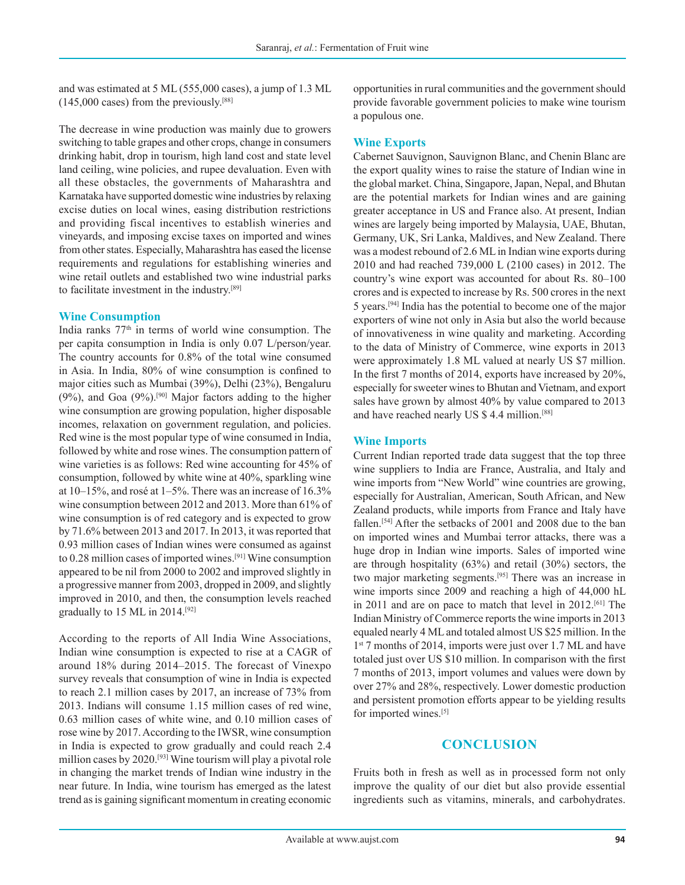and was estimated at 5 ML (555,000 cases), a jump of 1.3 ML (145,000 cases) from the previously.[88]

The decrease in wine production was mainly due to growers switching to table grapes and other crops, change in consumers drinking habit, drop in tourism, high land cost and state level land ceiling, wine policies, and rupee devaluation. Even with all these obstacles, the governments of Maharashtra and Karnataka have supported domestic wine industries by relaxing excise duties on local wines, easing distribution restrictions and providing fiscal incentives to establish wineries and vineyards, and imposing excise taxes on imported and wines from other states. Especially, Maharashtra has eased the license requirements and regulations for establishing wineries and wine retail outlets and established two wine industrial parks to facilitate investment in the industry.[89]

## Wine Consumption

India ranks 77th in terms of world wine consumption. The per capita consumption in India is only 0.07 L/person/year. The country accounts for 0.8% of the total wine consumed in Asia. In India, 80% of wine consumption is confined to major cities such as Mumbai (39%), Delhi (23%), Bengaluru (9%), and Goa (9%).[90] Major factors adding to the higher wine consumption are growing population, higher disposable incomes, relaxation on government regulation, and policies. Red wine is the most popular type of wine consumed in India, followed by white and rose wines. The consumption pattern of wine varieties is as follows: Red wine accounting for 45% of consumption, followed by white wine at 40%, sparkling wine at 10–15%, and rosé at 1–5%. There was an increase of 16.3% wine consumption between 2012 and 2013. More than 61% of wine consumption is of red category and is expected to grow by 71.6% between 2013 and 2017. In 2013, it was reported that 0.93 million cases of Indian wines were consumed as against to 0.28 million cases of imported wines.[91] Wine consumption appeared to be nil from 2000 to 2002 and improved slightly in a progressive manner from 2003, dropped in 2009, and slightly improved in 2010, and then, the consumption levels reached gradually to 15 ML in 2014.[92]

According to the reports of All India Wine Associations, Indian wine consumption is expected to rise at a CAGR of around 18% during 2014–2015. The forecast of Vinexpo survey reveals that consumption of wine in India is expected to reach 2.1 million cases by 2017, an increase of 73% from 2013. Indians will consume 1.15 million cases of red wine, 0.63 million cases of white wine, and 0.10 million cases of rose wine by 2017. According to the IWSR, wine consumption in India is expected to grow gradually and could reach 2.4 million cases by 2020.[93] Wine tourism will play a pivotal role in changing the market trends of Indian wine industry in the near future. In India, wine tourism has emerged as the latest trend as is gaining significant momentum in creating economic opportunities in rural communities and the government should provide favorable government policies to make wine tourism a populous one.

## Wine Exports

Cabernet Sauvignon, Sauvignon Blanc, and Chenin Blanc are the export quality wines to raise the stature of Indian wine in the global market. China, Singapore, Japan, Nepal, and Bhutan are the potential markets for Indian wines and are gaining greater acceptance in US and France also. At present, Indian wines are largely being imported by Malaysia, UAE, Bhutan, Germany, UK, Sri Lanka, Maldives, and New Zealand. There was a modest rebound of 2.6 ML in Indian wine exports during 2010 and had reached 739,000 L (2100 cases) in 2012. The country's wine export was accounted for about Rs. 80–100 crores and is expected to increase by Rs. 500 crores in the next 5 years.[94] India has the potential to become one of the major exporters of wine not only in Asia but also the world because of innovativeness in wine quality and marketing. According to the data of Ministry of Commerce, wine exports in 2013 were approximately 1.8 ML valued at nearly US $7 million. In the first 7 months of 2014, exports have increased by 20%, especially for sweeter wines to Bhutan and Vietnam, and export sales have grown by almost 40% by value compared to 2013 and have reached nearly US $ 4.4 million.[88]

## Wine Imports

Current Indian reported trade data suggest that the top three wine suppliers to India are France, Australia, and Italy and wine imports from "New World" wine countries are growing, especially for Australian, American, South African, and New Zealand products, while imports from France and Italy have fallen.[54] After the setbacks of 2001 and 2008 due to the ban on imported wines and Mumbai terror attacks, there was a huge drop in Indian wine imports. Sales of imported wine are through hospitality (63%) and retail (30%) sectors, the two major marketing segments.[95] There was an increase in wine imports since 2009 and reaching a high of 44,000 hL in 2011 and are on pace to match that level in 2012.[61] The Indian Ministry of Commerce reports the wine imports in 2013 equaled nearly 4 ML and totaled almost US $25 million. In the 1st 7 months of 2014, imports were just over 1.7 ML and have totaled just over US $10 million. In comparison with the first 7 months of 2013, import volumes and values were down by over 27% and 28%, respectively. Lower domestic production and persistent promotion efforts appear to be yielding results for imported wines.[5]

# CONCLUSION

Fruits both in fresh as well as in processed form not only improve the quality of our diet but also provide essential ingredients such as vitamins, minerals, and carbohydrates.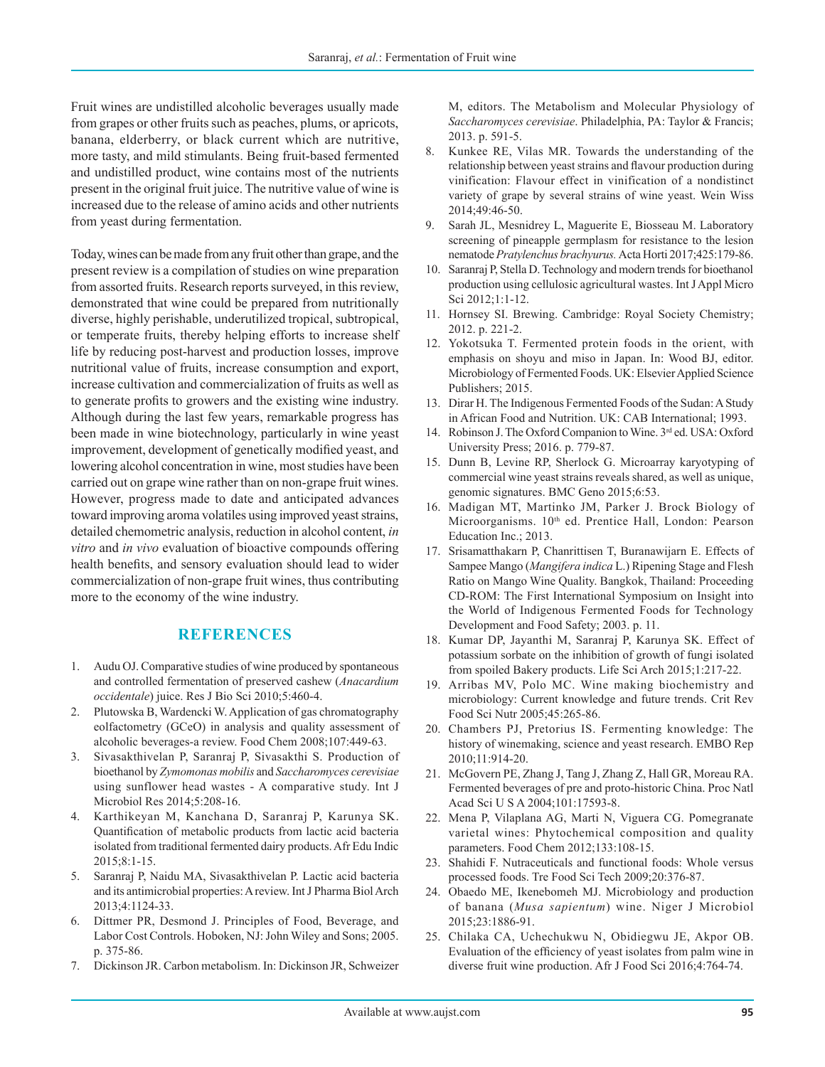Fruit wines are undistilled alcoholic beverages usually made from grapes or other fruits such as peaches, plums, or apricots, banana, elderberry, or black current which are nutritive, more tasty, and mild stimulants. Being fruit-based fermented and undistilled product, wine contains most of the nutrients present in the original fruit juice. The nutritive value of wine is increased due to the release of amino acids and other nutrients from yeast during fermentation.

Today, wines can be made from any fruit other than grape, and the present review is a compilation of studies on wine preparation from assorted fruits. Research reports surveyed, in this review, demonstrated that wine could be prepared from nutritionally diverse, highly perishable, underutilized tropical, subtropical, or temperate fruits, thereby helping efforts to increase shelf life by reducing post-harvest and production losses, improve nutritional value of fruits, increase consumption and export, increase cultivation and commercialization of fruits as well as to generate profits to growers and the existing wine industry. Although during the last few years, remarkable progress has been made in wine biotechnology, particularly in wine yeast improvement, development of genetically modified yeast, and lowering alcohol concentration in wine, most studies have been carried out on grape wine rather than on non-grape fruit wines. However, progress made to date and anticipated advances toward improving aroma volatiles using improved yeast strains, detailed chemometric analysis, reduction in alcohol content, *in vitro* and *in vivo* evaluation of bioactive compounds offering health benefits, and sensory evaluation should lead to wider commercialization of non-grape fruit wines, thus contributing more to the economy of the wine industry.

## REFERENCES

1. Audu OJ. Comparative studies of wine produced by spontaneous and controlled fermentation of preserved cashew (*Anacardium occidentale*) juice. Res J Bio Sci 2010;5:460-4.
2. Plutowska B, Wardencki W. Application of gas chromatography eolfactometry (GCeO) in analysis and quality assessment of alcoholic beverages-a review. Food Chem 2008;107:449-63.
3. Sivasakthivelan P, Saranraj P, Sivasakthi S. Production of bioethanol by *Zymomonas mobilis* and *Saccharomyces cerevisiae* using sunflower head wastes - A comparative study. Int J Microbiol Res 2014;5:208-16.
4. Karthikeyan M, Kanchana D, Saranraj P, Karunya SK. Quantification of metabolic products from lactic acid bacteria isolated from traditional fermented dairy products. Afr Edu Indic 2015;8:1-15.
5. Saranraj P, Naidu MA, Sivasakthivelan P. Lactic acid bacteria and its antimicrobial properties: A review. Int J Pharma Biol Arch 2013;4:1124-33.
6. Dittmer PR, Desmond J. Principles of Food, Beverage, and Labor Cost Controls. Hoboken, NJ: John Wiley and Sons; 2005. p. 375-86.
7. Dickinson JR. Carbon metabolism. In: Dickinson JR, Schweizer M, editors. The Metabolism and Molecular Physiology of *Saccharomyces cerevisiae*. Philadelphia, PA: Taylor & Francis; 2013. p. 591-5.
8. Kunkee RE, Vilas MR. Towards the understanding of the relationship between yeast strains and flavour production during vinification: Flavour effect in vinification of a nondistinct variety of grape by several strains of wine yeast. Wein Wiss 2014;49:46-50.
9. Sarah JL, Mesnidrey L, Maguerite E, Biosseau M. Laboratory screening of pineapple germplasm for resistance to the lesion nematode *Pratylenchus brachyurus.* Acta Horti 2017;425:179-86.
10. Saranraj P, Stella D. Technology and modern trends for bioethanol production using cellulosic agricultural wastes. Int J Appl Micro Sci 2012;1:1-12.
11. Hornsey SI. Brewing. Cambridge: Royal Society Chemistry; 2012. p. 221-2.
12. Yokotsuka T. Fermented protein foods in the orient, with emphasis on shoyu and miso in Japan. In: Wood BJ, editor. Microbiology of Fermented Foods. UK: Elsevier Applied Science Publishers; 2015.
13. Dirar H. The Indigenous Fermented Foods of the Sudan: A Study in African Food and Nutrition. UK: CAB International; 1993.
14. Robinson J. The Oxford Companion to Wine. 3rd ed. USA: Oxford University Press; 2016. p. 779-87.
15. Dunn B, Levine RP, Sherlock G. Microarray karyotyping of commercial wine yeast strains reveals shared, as well as unique, genomic signatures. BMC Geno 2015;6:53.
16. Madigan MT, Martinko JM, Parker J. Brock Biology of Microorganisms. 10th ed. Prentice Hall, London: Pearson Education Inc.; 2013.
17. Srisamatthakarn P, Chanrittisen T, Buranawijarn E. Effects of Sampee Mango (*Mangifera indica* L.) Ripening Stage and Flesh Ratio on Mango Wine Quality. Bangkok, Thailand: Proceeding CD-ROM: The First International Symposium on Insight into the World of Indigenous Fermented Foods for Technology Development and Food Safety; 2003. p. 11.
18. Kumar DP, Jayanthi M, Saranraj P, Karunya SK. Effect of potassium sorbate on the inhibition of growth of fungi isolated from spoiled Bakery products. Life Sci Arch 2015;1:217-22.
19. Arribas MV, Polo MC. Wine making biochemistry and microbiology: Current knowledge and future trends. Crit Rev Food Sci Nutr 2005;45:265-86.
20. Chambers PJ, Pretorius IS. Fermenting knowledge: The history of winemaking, science and yeast research. EMBO Rep 2010;11:914-20.
21. McGovern PE, Zhang J, Tang J, Zhang Z, Hall GR, Moreau RA. Fermented beverages of pre and proto-historic China. Proc Natl Acad Sci U S A 2004;101:17593-8.
22. Mena P, Vilaplana AG, Marti N, Viguera CG. Pomegranate varietal wines: Phytochemical composition and quality parameters. Food Chem 2012;133:108-15.
23. Shahidi F. Nutraceuticals and functional foods: Whole versus processed foods. Tre Food Sci Tech 2009;20:376-87.
24. Obaedo ME, Ikenebomeh MJ. Microbiology and production of banana (*Musa sapientum*) wine. Niger J Microbiol 2015;23:1886-91.
25. Chilaka CA, Uchechukwu N, Obidiegwu JE, Akpor OB. Evaluation of the efficiency of yeast isolates from palm wine in diverse fruit wine production. Afr J Food Sci 2016;4:764-74.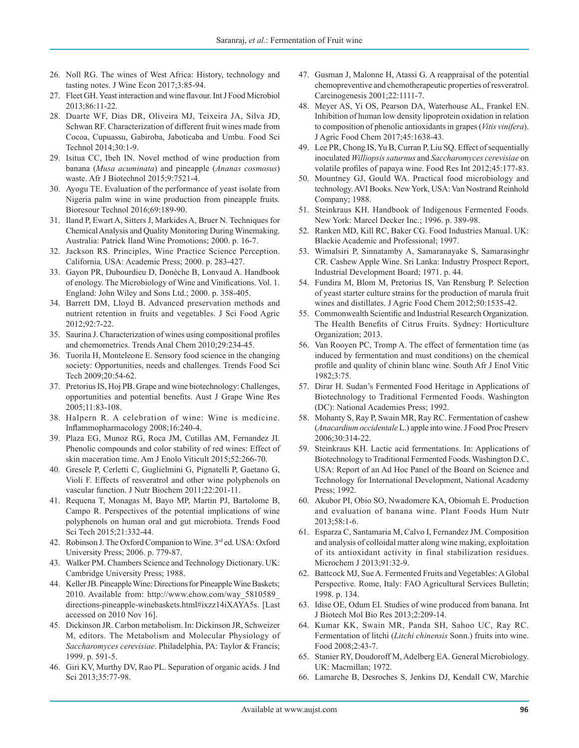26. Noll RG. The wines of West Africa: History, technology and tasting notes. J Wine Econ 2017;3:85-94.
27. Fleet GH. Yeast interaction and wine flavour. Int J Food Microbiol 2013;86:11-22.
28. Duarte WF, Dias DR, Oliveira MJ, Teixeira JA, Silva JD, Schwan RF. Characterization of different fruit wines made from Cocoa, Cupuassu, Gabiroba, Jaboticaba and Umbu. Food Sci Technol 2014;30:1-9.
29. Isitua CC, Ibeh IN. Novel method of wine production from banana (*Musa acuminata*) and pineapple (*Ananas cosmosus*) waste. Afr J Biotechnol 2015;9:7521-4.
30. Ayogu TE. Evaluation of the performance of yeast isolate from Nigeria palm wine in wine production from pineapple fruits. Bioresour Technol 2016;69:189-90.
31. Iland P, Ewart A, Sitters J, Markides A, Bruer N. Techniques for Chemical Analysis and Quality Monitoring During Winemaking. Australia: Patrick Iland Wine Promotions; 2000. p. 16-7.
32. Jackson RS. Principles, Wine Practice Science Perception. California*,* USA: Academic Press; 2000. p. 283-427.
33. Gayon PR, Dubourdieu D, Donèche B, Lonvaud A. Handbook of enology. The Microbiology of Wine and Vinifications. Vol. 1. England: John Wiley and Sons Ltd.; 2000. p. 358-405.
34. Barrett DM, Lloyd B. Advanced preservation methods and nutrient retention in fruits and vegetables. J Sci Food Agric 2012;92:7-22.
35. Saurina J. Characterization of wines using compositional profiles and chemometrics. Trends Anal Chem 2010;29:234-45.
36. Tuorila H, Monteleone E. Sensory food science in the changing society: Opportunities, needs and challenges. Trends Food Sci Tech 2009;20:54-62.
37. Pretorius IS, Hoj PB. Grape and wine biotechnology: Challenges, opportunities and potential benefits. Aust J Grape Wine Res 2005;11:83-108.
38. Halpern R. A celebration of wine: Wine is medicine. Inflammopharmacology 2008;16:240-4.
39. Plaza EG, Munoz RG, Roca JM, Cutillas AM, Fernandez JI. Phenolic compounds and color stability of red wines: Effect of skin maceration time. Am J Enolo Viticult 2015;52:266-70.
40. Gresele P, Cerletti C, Guglielmini G, Pignatelli P, Gaetano G, Violi F. Effects of resveratrol and other wine polyphenols on vascular function. J Nutr Biochem 2011;22:201-11.
41. Requena T, Monagas M, Bayo MP, Martin PJ, Bartolome B, Campo R. Perspectives of the potential implications of wine polyphenols on human oral and gut microbiota. Trends Food Sci Tech 2015;21:332-44.
42. Robinson J. The Oxford Companion to Wine. 3rd ed. USA: Oxford University Press; 2006. p. 779-87.
43. Walker PM. Chambers Science and Technology Dictionary. UK: Cambridge University Press; 1988.
44. Keller JB. Pineapple Wine: Directions for Pineapple Wine Baskets; 2010. Available from: http://www.ehow.com/way_5810589_directions-pineapple-winebaskets.html#ixzz14iXAYA5s. [Last accessed on 2010 Nov 16].
45. Dickinson JR. Carbon metabolism. In: Dickinson JR, Schweizer M, editors. The Metabolism and Molecular Physiology of *Saccharomyces cerevisiae*. Philadelphia, PA: Taylor & Francis; 1999. p. 591-5.
46. Giri KV, Murthy DV, Rao PL. Separation of organic acids. J Ind Sci 2013;35:77-98.
47. Gusman J, Malonne H, Atassi G. A reappraisal of the potential chemopreventive and chemotherapeutic properties of resveratrol. Carcinogenesis 2001;22:1111-7.
48. Meyer AS, Yi OS, Pearson DA, Waterhouse AL, Frankel EN. Inhibition of human low density lipoprotein oxidation in relation to composition of phenolic antioxidants in grapes (*Vitis vinifera*). J Agric Food Chem 2017;45:1638-43.
49. Lee PR, Chong IS, Yu B, Curran P, Liu SQ. Effect of sequentially inoculated *Williopsis saturnus* and *Saccharomyces cerevisiae* on volatile profiles of papaya wine. Food Res Int 2012;45:177-83.
50. Mountney GJ, Gould WA. Practical food microbiology and technology. AVI Books. New York, USA: Van Nostrand Reinhold Company; 1988.
51. Steinkraus KH. Handbook of Indigenous Fermented Foods. New York: Marcel Decker Inc.; 1996. p. 389-98.
52. Ranken MD, Kill RC, Baker CG. Food Industries Manual. UK: Blackie Academic and Professional; 1997.
53. Wimalsiri P, Sinnatamby A, Samaranayake S, Samarasinghr CR. Cashew Apple Wine. Sri Lanka: Industry Prospect Report, Industrial Development Board; 1971. p. 44.
54. Fundira M, Blom M, Pretorius IS, Van Rensburg P. Selection of yeast starter culture strains for the production of marula fruit wines and distillates. J Agric Food Chem 2012;50:1535-42.
55. Commonwealth Scientific and Industrial Research Organization. The Health Benefits of Citrus Fruits. Sydney: Horticulture Organization; 2013.
56. Van Rooyen PC, Tromp A. The effect of fermentation time (as induced by fermentation and must conditions) on the chemical profile and quality of chinin blanc wine. South Afr J Enol Vitic 1982;3:75.
57. Dirar H. Sudan's Fermented Food Heritage in Applications of Biotechnology to Traditional Fermented Foods. Washington (DC): National Academies Press; 1992.
58. Mohanty S, Ray P, Swain MR, Ray RC. Fermentation of cashew (*Anacardium occidentale* L.) apple into wine. J Food Proc Preserv 2006;30:314-22.
59. Steinkraus KH. Lactic acid fermentations. In: Applications of Biotechnology to Traditional Fermented Foods. Washington D.C, USA: Report of an Ad Hoc Panel of the Board on Science and Technology for International Development, National Academy Press; 1992.
60. Akubor PI, Obio SO, Nwadomere KA, Obiomah E. Production and evaluation of banana wine. Plant Foods Hum Nutr 2013;58:1-6.
61. Esparza C, Santamaria M, Calvo I, Fernandez JM. Composition and analysis of colloidal matter along wine making, exploitation of its antioxidant activity in final stabilization residues. Microchem J 2013;91:32-9.
62. Battcock MJ, Sue A. Fermented Fruits and Vegetables: A Global Perspective. Rome, Italy: FAO Agricultural Services Bulletin; 1998. p. 134.
63. Idise OE, Odum EI. Studies of wine produced from banana. Int J Biotech Mol Bio Res 2013;2:209-14.
64. Kumar KK, Swain MR, Panda SH, Sahoo UC, Ray RC. Fermentation of litchi (*Litchi chinensis* Sonn.) fruits into wine. Food 2008;2:43-7.
65. Stanier RY, Doudoroff M, Adelberg EA. General Microbiology. UK: Macmillan; 1972.
66. Lamarche B, Desroches S, Jenkins DJ, Kendall CW, Marchie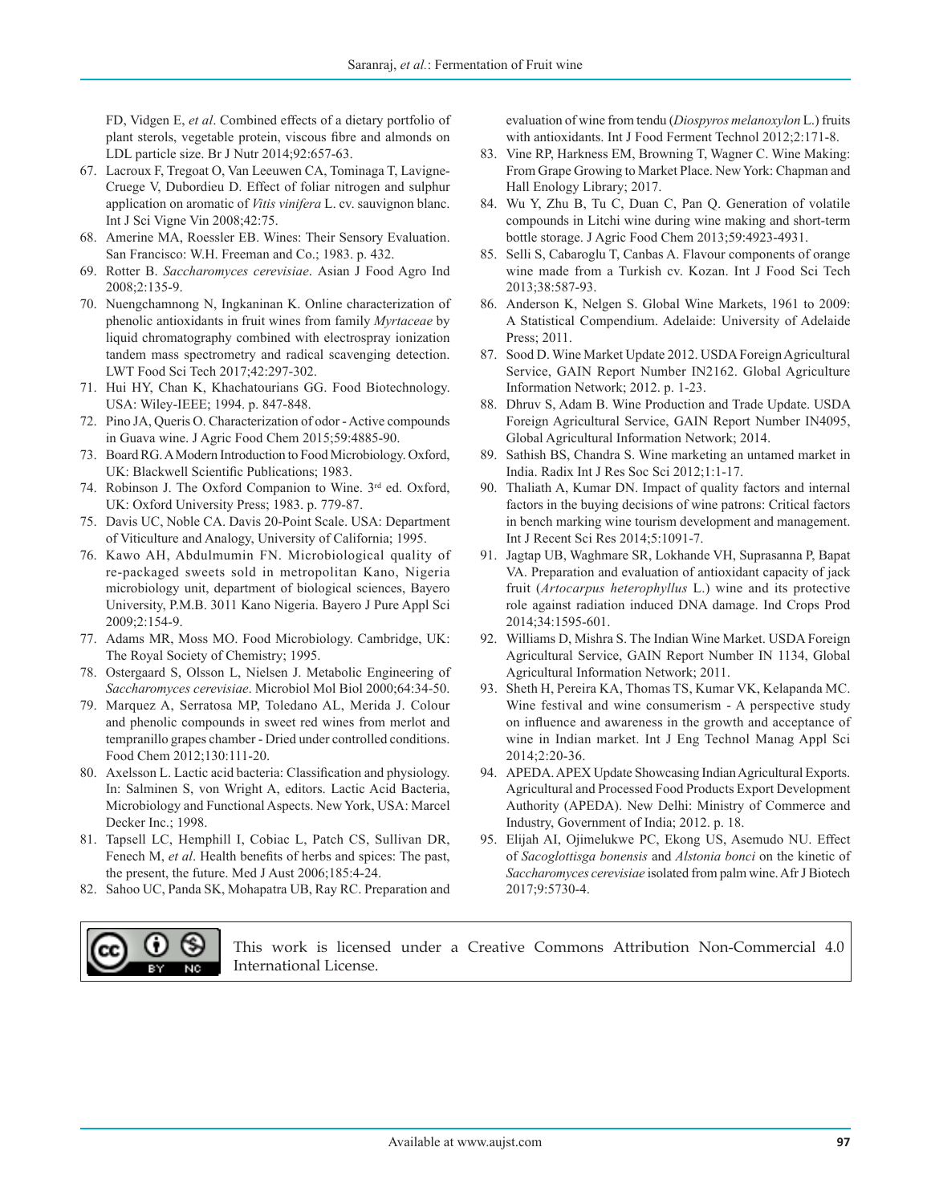FD, Vidgen E, *et al*. Combined effects of a dietary portfolio of plant sterols, vegetable protein, viscous fibre and almonds on LDL particle size. Br J Nutr 2014;92:657-63.

67. Lacroux F, Tregoat O, Van Leeuwen CA, Tominaga T, Lavigne-Cruege V, Dubordieu D. Effect of foliar nitrogen and sulphur application on aromatic of *Vitis vinifera* L. cv. sauvignon blanc. Int J Sci Vigne Vin 2008;42:75.
68. Amerine MA, Roessler EB. Wines: Their Sensory Evaluation. San Francisco: W.H. Freeman and Co.; 1983. p. 432.
69. Rotter B. *Saccharomyces cerevisiae*. Asian J Food Agro Ind 2008;2:135-9.
70. Nuengchamnong N, Ingkaninan K. Online characterization of phenolic antioxidants in fruit wines from family *Myrtaceae* by liquid chromatography combined with electrospray ionization tandem mass spectrometry and radical scavenging detection. LWT Food Sci Tech 2017;42:297-302.
71. Hui HY, Chan K, Khachatourians GG. Food Biotechnology. USA: Wiley-IEEE; 1994. p. 847-848.
72. Pino JA, Queris O. Characterization of odor - Active compounds in Guava wine. J Agric Food Chem 2015;59:4885-90.
73. Board RG. A Modern Introduction to Food Microbiology. Oxford, UK: Blackwell Scientific Publications; 1983.
74. Robinson J. The Oxford Companion to Wine. 3rd ed. Oxford, UK: Oxford University Press; 1983. p. 779-87.
75. Davis UC, Noble CA. Davis 20-Point Scale. USA: Department of Viticulture and Analogy, University of California; 1995.
76. Kawo AH, Abdulmumin FN. Microbiological quality of re-packaged sweets sold in metropolitan Kano, Nigeria microbiology unit, department of biological sciences, Bayero University, P.M.B. 3011 Kano Nigeria. Bayero J Pure Appl Sci 2009;2:154-9.
77. Adams MR, Moss MO. Food Microbiology. Cambridge, UK: The Royal Society of Chemistry; 1995.
78. Ostergaard S, Olsson L, Nielsen J. Metabolic Engineering of *Saccharomyces cerevisiae*. Microbiol Mol Biol 2000;64:34-50.
79. Marquez A, Serratosa MP, Toledano AL, Merida J. Colour and phenolic compounds in sweet red wines from merlot and tempranillo grapes chamber - Dried under controlled conditions. Food Chem 2012;130:111-20.
80. Axelsson L. Lactic acid bacteria: Classification and physiology. In: Salminen S, von Wright A, editors. Lactic Acid Bacteria, Microbiology and Functional Aspects. New York, USA: Marcel Decker Inc.; 1998.
81. Tapsell LC, Hemphill I, Cobiac L, Patch CS, Sullivan DR, Fenech M, *et al*. Health benefits of herbs and spices: The past, the present, the future. Med J Aust 2006;185:4-24.
82. Sahoo UC, Panda SK, Mohapatra UB, Ray RC. Preparation and evaluation of wine from tendu (*Diospyros melanoxylon* L.) fruits with antioxidants. Int J Food Ferment Technol 2012;2:171-8.
83. Vine RP, Harkness EM, Browning T, Wagner C. Wine Making: From Grape Growing to Market Place. New York: Chapman and Hall Enology Library; 2017.
84. Wu Y, Zhu B, Tu C, Duan C, Pan Q. Generation of volatile compounds in Litchi wine during wine making and short-term bottle storage. J Agric Food Chem 2013;59:4923-4931.
85. Selli S, Cabaroglu T, Canbas A. Flavour components of orange wine made from a Turkish cv. Kozan. Int J Food Sci Tech 2013;38:587-93.
86. Anderson K, Nelgen S. Global Wine Markets, 1961 to 2009: A Statistical Compendium. Adelaide: University of Adelaide Press; 2011.
87. Sood D. Wine Market Update 2012. USDA Foreign Agricultural Service, GAIN Report Number IN2162. Global Agriculture Information Network; 2012. p. 1-23.
88. Dhruv S, Adam B. Wine Production and Trade Update. USDA Foreign Agricultural Service, GAIN Report Number IN4095, Global Agricultural Information Network; 2014.
89. Sathish BS, Chandra S. Wine marketing an untamed market in India. Radix Int J Res Soc Sci 2012;1:1-17.
90. Thaliath A, Kumar DN. Impact of quality factors and internal factors in the buying decisions of wine patrons: Critical factors in bench marking wine tourism development and management. Int J Recent Sci Res 2014;5:1091-7.
91. Jagtap UB, Waghmare SR, Lokhande VH, Suprasanna P, Bapat VA. Preparation and evaluation of antioxidant capacity of jack fruit (*Artocarpus heterophyllus* L.) wine and its protective role against radiation induced DNA damage. Ind Crops Prod 2014;34:1595-601.
92. Williams D, Mishra S. The Indian Wine Market. USDA Foreign Agricultural Service, GAIN Report Number IN 1134, Global Agricultural Information Network; 2011.
93. Sheth H, Pereira KA, Thomas TS, Kumar VK, Kelapanda MC. Wine festival and wine consumerism - A perspective study on influence and awareness in the growth and acceptance of wine in Indian market. Int J Eng Technol Manag Appl Sci 2014;2:20-36.
94. APEDA. APEX Update Showcasing Indian Agricultural Exports. Agricultural and Processed Food Products Export Development Authority (APEDA). New Delhi: Ministry of Commerce and Industry, Government of India; 2012. p. 18.
95. Elijah AI, Ojimelukwe PC, Ekong US, Asemudo NU. Effect of *Sacoglottisga bonensis* and *Alstonia bonci* on the kinetic of *Saccharomyces cerevisiae* isolated from palm wine. Afr J Biotech 2017;9:5730-4.

This work is licensed under a Creative Commons Attribution Non-Commercial 4.0 International License.